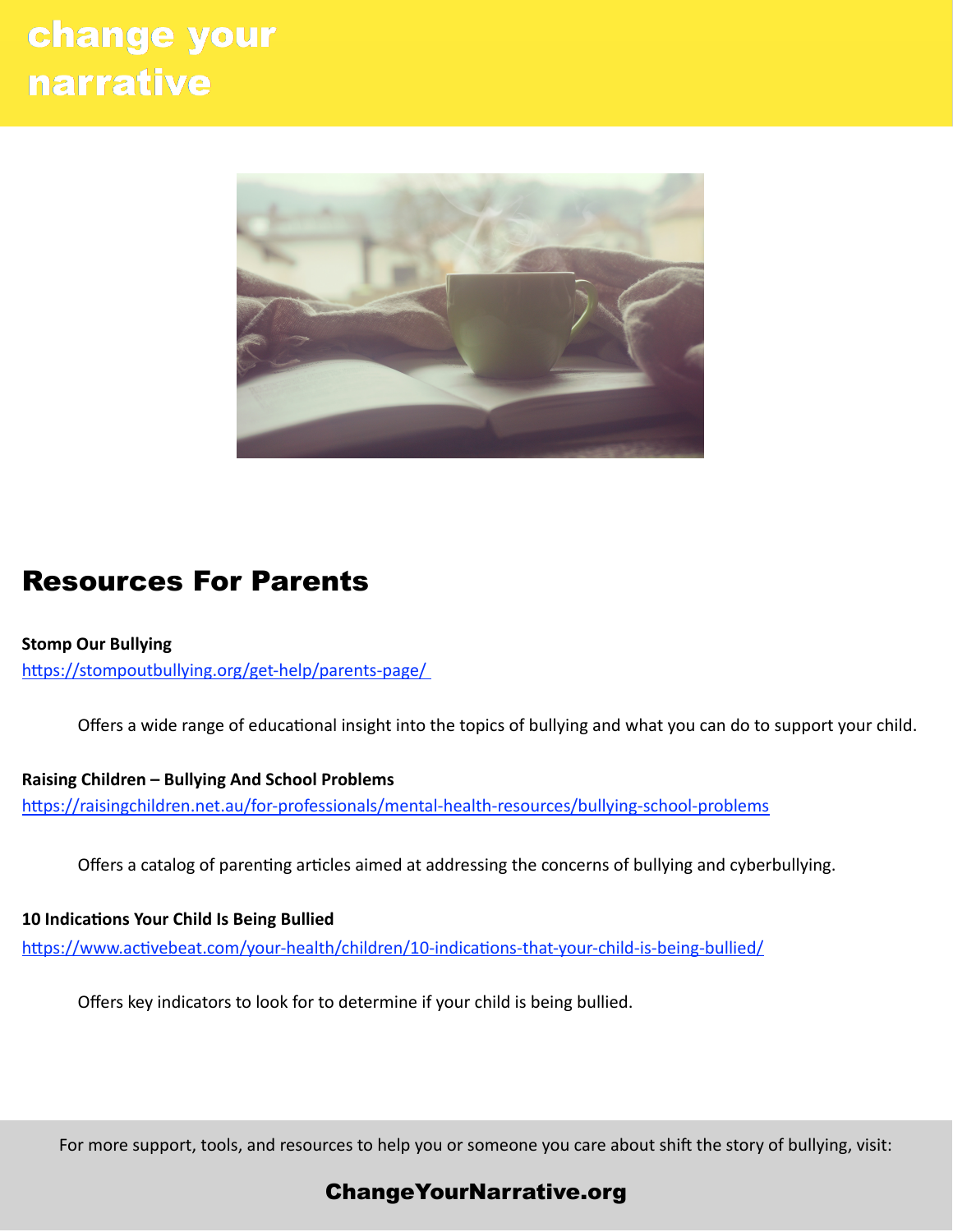# change your narrative

## Resources For Parents

**Stomp Our Bullying**
[https://stompoutbullying.org/get-help/parents-page/](https://stompoutbullying.org/get-help/parents-page/)

Offers a wide range of educational insight into the topics of bullying and what you can do to support your child.

**Raising Children – Bullying And School Problems**
[https://raisingchildren.net.au/for-professionals/mental-health-resources/bullying-school-problems](https://raisingchildren.net.au/for-professionals/mental-health-resources/bullying-school-problems)

Offers a catalog of parenting articles aimed at addressing the concerns of bullying and cyberbullying.

**10 Indications Your Child Is Being Bullied**
[https://www.activebeat.com/your-health/children/10-indications-that-your-child-is-being-bullied/](https://www.activebeat.com/your-health/children/10-indications-that-your-child-is-being-bullied/)

Offers key indicators to look for to determine if your child is being bullied.

For more support, tools, and resources to help you or someone you care about shift the story of bullying, visit:

**ChangeYourNarrative.org**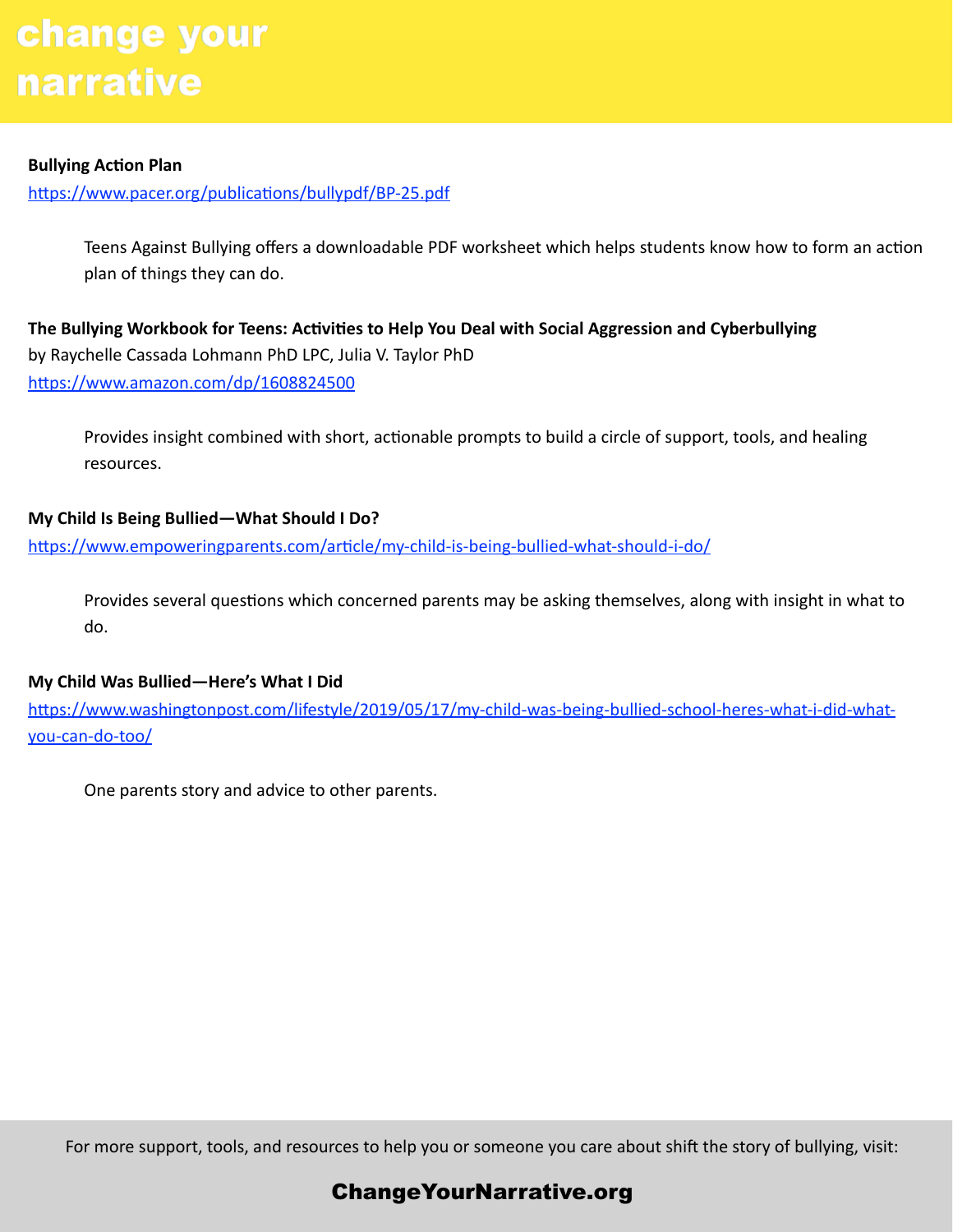**Bullying Action Plan**

https://www.pacer.org/publications/bullypdf/BP-25.pdf

> Teens Against Bullying offers a downloadable PDF worksheet which helps students know how to form an action plan of things they can do.

**The Bullying Workbook for Teens: Activities to Help You Deal with Social Aggression and Cyberbullying**
by Raychelle Cassada Lohmann PhD LPC, Julia V. Taylor PhD
https://www.amazon.com/dp/1608824500

> Provides insight combined with short, actionable prompts to build a circle of support, tools, and healing resources.

**My Child Is Being Bullied—What Should I Do?**

https://www.empoweringparents.com/article/my-child-is-being-bullied-what-should-i-do/

> Provides several questions which concerned parents may be asking themselves, along with insight in what to do.

**My Child Was Bullied—Here's What I Did**

https://www.washingtonpost.com/lifestyle/2019/05/17/my-child-was-being-bullied-school-heres-what-i-did-what-you-can-do-too/

> One parents story and advice to other parents.

For more support, tools, and resources to help you or someone you care about shift the story of bullying, visit:

**ChangeYourNarrative.org**